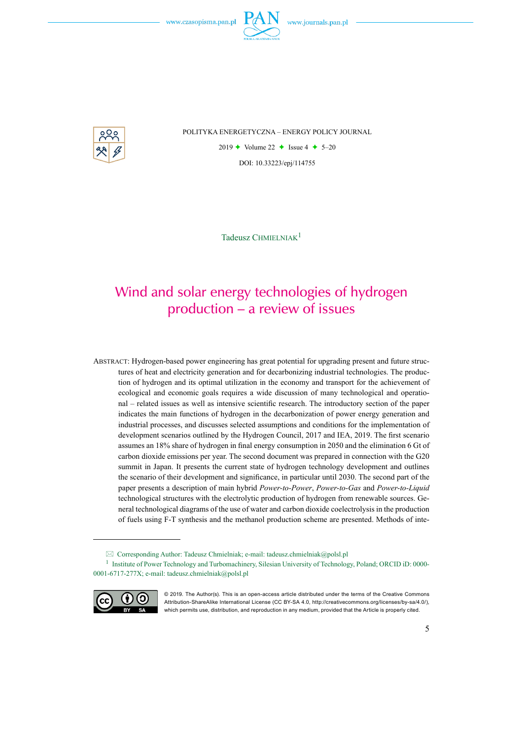POLITYKA ENERGETYCZNA – ENERGY POLICY JOURNAL

2019 ✦ Volume 22 ✦ Issue 4 ✦ 5–20

DOI: 10.33223/epj/114755

Tadeusz CHMIELNIAK[1]

# Wind and solar energy technologies of hydrogen production – a review of issues

ABSTRACT: Hydrogen-based power engineering has great potential for upgrading present and future structures of heat and electricity generation and for decarbonizing industrial technologies. The production of hydrogen and its optimal utilization in the economy and transport for the achievement of ecological and economic goals requires a wide discussion of many technological and operational – related issues as well as intensive scientific research. The introductory section of the paper indicates the main functions of hydrogen in the decarbonization of power energy generation and industrial processes, and discusses selected assumptions and conditions for the implementation of development scenarios outlined by the Hydrogen Council, 2017 and IEA, 2019. The first scenario assumes an 18% share of hydrogen in final energy consumption in 2050 and the elimination 6 Gt of carbon dioxide emissions per year. The second document was prepared in connection with the G20 summit in Japan. It presents the current state of hydrogen technology development and outlines the scenario of their development and significance, in particular until 2030. The second part of the paper presents a description of main hybrid *Power-to-Power*, *Power-to-Gas* and *Power-to-Liquid* technological structures with the electrolytic production of hydrogen from renewable sources. General technological diagrams of the use of water and carbon dioxide coelectrolysis in the production of fuels using F-T synthesis and the methanol production scheme are presented. Methods of inte-

✉ Corresponding Author: Tadeusz Chmielniak; e-mail: tadeusz.chmielniak@polsl.pl

[1] Institute of Power Technology and Turbomachinery, Silesian University of Technology, Poland; ORCID iD: 0000-0001-6717-277X; e-mail: tadeusz.chmielniak@polsl.pl

© 2019. The Author(s). This is an open-access article distributed under the terms of the Creative Commons Attribution-ShareAlike International License (CC BY-SA 4.0, http://creativecommons.org/licenses/by-sa/4.0/), which permits use, distribution, and reproduction in any medium, provided that the Article is properly cited.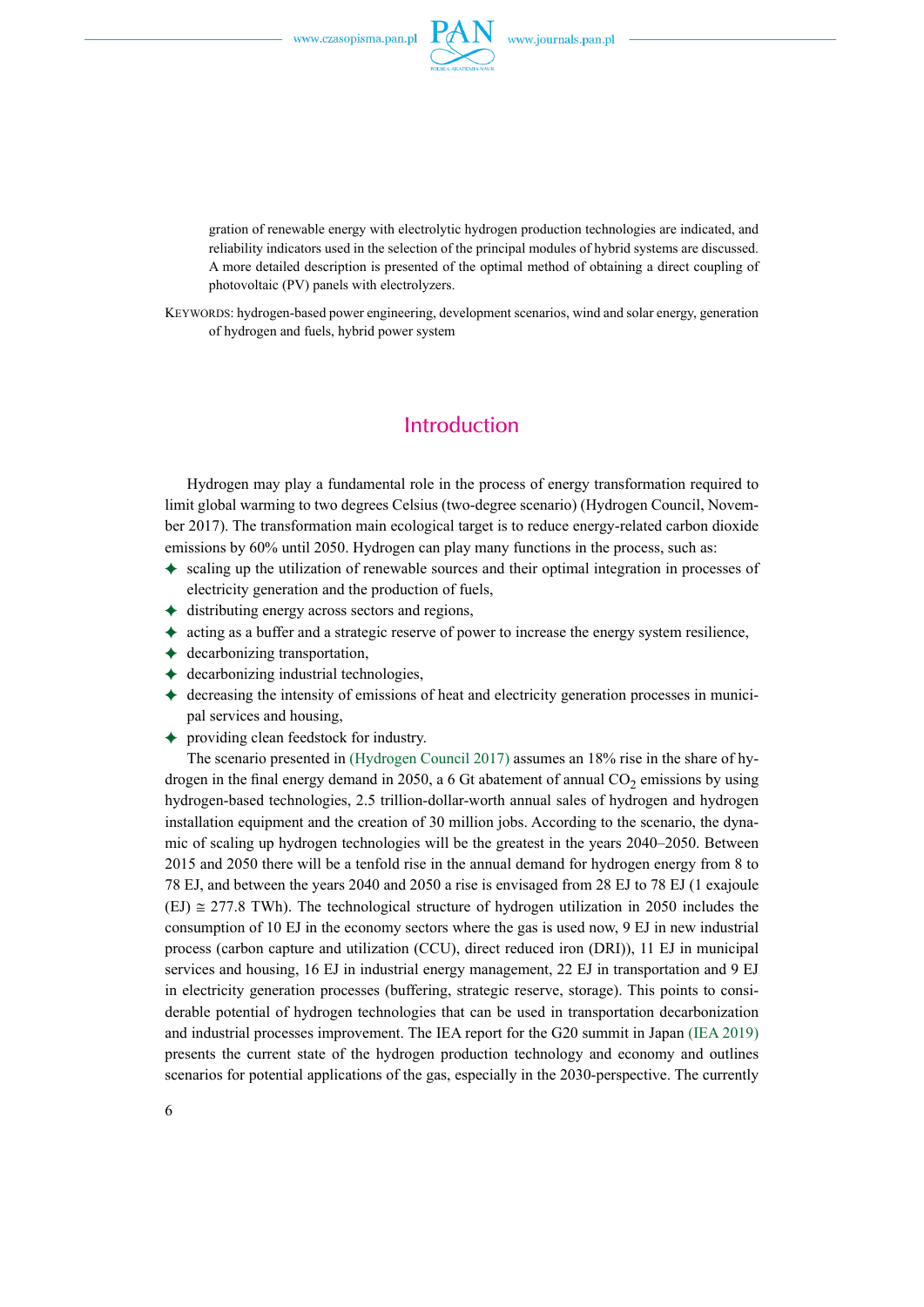gration of renewable energy with electrolytic hydrogen production technologies are indicated, and reliability indicators used in the selection of the principal modules of hybrid systems are discussed. A more detailed description is presented of the optimal method of obtaining a direct coupling of photovoltaic (PV) panels with electrolyzers.

KEYWORDS: hydrogen-based power engineering, development scenarios, wind and solar energy, generation of hydrogen and fuels, hybrid power system

## Introduction

Hydrogen may play a fundamental role in the process of energy transformation required to limit global warming to two degrees Celsius (two-degree scenario) (Hydrogen Council, November 2017). The transformation main ecological target is to reduce energy-related carbon dioxide emissions by 60% until 2050. Hydrogen can play many functions in the process, such as:

- scaling up the utilization of renewable sources and their optimal integration in processes of electricity generation and the production of fuels,
- distributing energy across sectors and regions,
- acting as a buffer and a strategic reserve of power to increase the energy system resilience,
- decarbonizing transportation,
- decarbonizing industrial technologies,
- decreasing the intensity of emissions of heat and electricity generation processes in municipal services and housing,
- providing clean feedstock for industry.

The scenario presented in (Hydrogen Council 2017) assumes an 18% rise in the share of hydrogen in the final energy demand in 2050, a 6 Gt abatement of annual $CO_2$ emissions by using hydrogen-based technologies, 2.5 trillion-dollar-worth annual sales of hydrogen and hydrogen installation equipment and the creation of 30 million jobs. According to the scenario, the dynamic of scaling up hydrogen technologies will be the greatest in the years 2040–2050. Between 2015 and 2050 there will be a tenfold rise in the annual demand for hydrogen energy from 8 to 78 EJ, and between the years 2040 and 2050 a rise is envisaged from 28 EJ to 78 EJ (1 exajoule (EJ) ≅ 277.8 TWh). The technological structure of hydrogen utilization in 2050 includes the consumption of 10 EJ in the economy sectors where the gas is used now, 9 EJ in new industrial process (carbon capture and utilization (CCU), direct reduced iron (DRI)), 11 EJ in municipal services and housing, 16 EJ in industrial energy management, 22 EJ in transportation and 9 EJ in electricity generation processes (buffering, strategic reserve, storage). This points to considerable potential of hydrogen technologies that can be used in transportation decarbonization and industrial processes improvement. The IEA report for the G20 summit in Japan (IEA 2019) presents the current state of the hydrogen production technology and economy and outlines scenarios for potential applications of the gas, especially in the 2030-perspective. The currently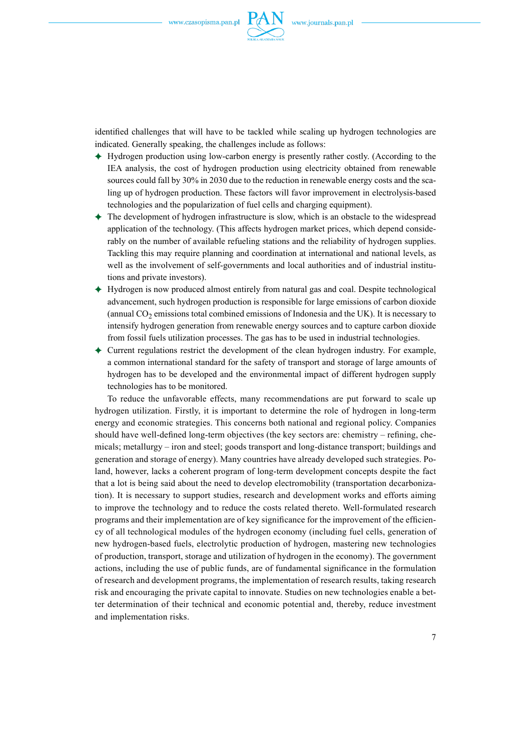identified challenges that will have to be tackled while scaling up hydrogen technologies are indicated. Generally speaking, the challenges include as follows:

- Hydrogen production using low-carbon energy is presently rather costly. (According to the IEA analysis, the cost of hydrogen production using electricity obtained from renewable sources could fall by 30% in 2030 due to the reduction in renewable energy costs and the scaling up of hydrogen production. These factors will favor improvement in electrolysis-based technologies and the popularization of fuel cells and charging equipment).
- The development of hydrogen infrastructure is slow, which is an obstacle to the widespread application of the technology. (This affects hydrogen market prices, which depend considerably on the number of available refueling stations and the reliability of hydrogen supplies. Tackling this may require planning and coordination at international and national levels, as well as the involvement of self-governments and local authorities and of industrial institutions and private investors).
- Hydrogen is now produced almost entirely from natural gas and coal. Despite technological advancement, such hydrogen production is responsible for large emissions of carbon dioxide (annual $CO_2$ emissions total combined emissions of Indonesia and the UK). It is necessary to intensify hydrogen generation from renewable energy sources and to capture carbon dioxide from fossil fuels utilization processes. The gas has to be used in industrial technologies.
- Current regulations restrict the development of the clean hydrogen industry. For example, a common international standard for the safety of transport and storage of large amounts of hydrogen has to be developed and the environmental impact of different hydrogen supply technologies has to be monitored.

To reduce the unfavorable effects, many recommendations are put forward to scale up hydrogen utilization. Firstly, it is important to determine the role of hydrogen in long-term energy and economic strategies. This concerns both national and regional policy. Companies should have well-defined long-term objectives (the key sectors are: chemistry – refining, chemicals; metallurgy – iron and steel; goods transport and long-distance transport; buildings and generation and storage of energy). Many countries have already developed such strategies. Poland, however, lacks a coherent program of long-term development concepts despite the fact that a lot is being said about the need to develop electromobility (transportation decarbonization). It is necessary to support studies, research and development works and efforts aiming to improve the technology and to reduce the costs related thereto. Well-formulated research programs and their implementation are of key significance for the improvement of the efficiency of all technological modules of the hydrogen economy (including fuel cells, generation of new hydrogen-based fuels, electrolytic production of hydrogen, mastering new technologies of production, transport, storage and utilization of hydrogen in the economy). The government actions, including the use of public funds, are of fundamental significance in the formulation of research and development programs, the implementation of research results, taking research risk and encouraging the private capital to innovate. Studies on new technologies enable a better determination of their technical and economic potential and, thereby, reduce investment and implementation risks.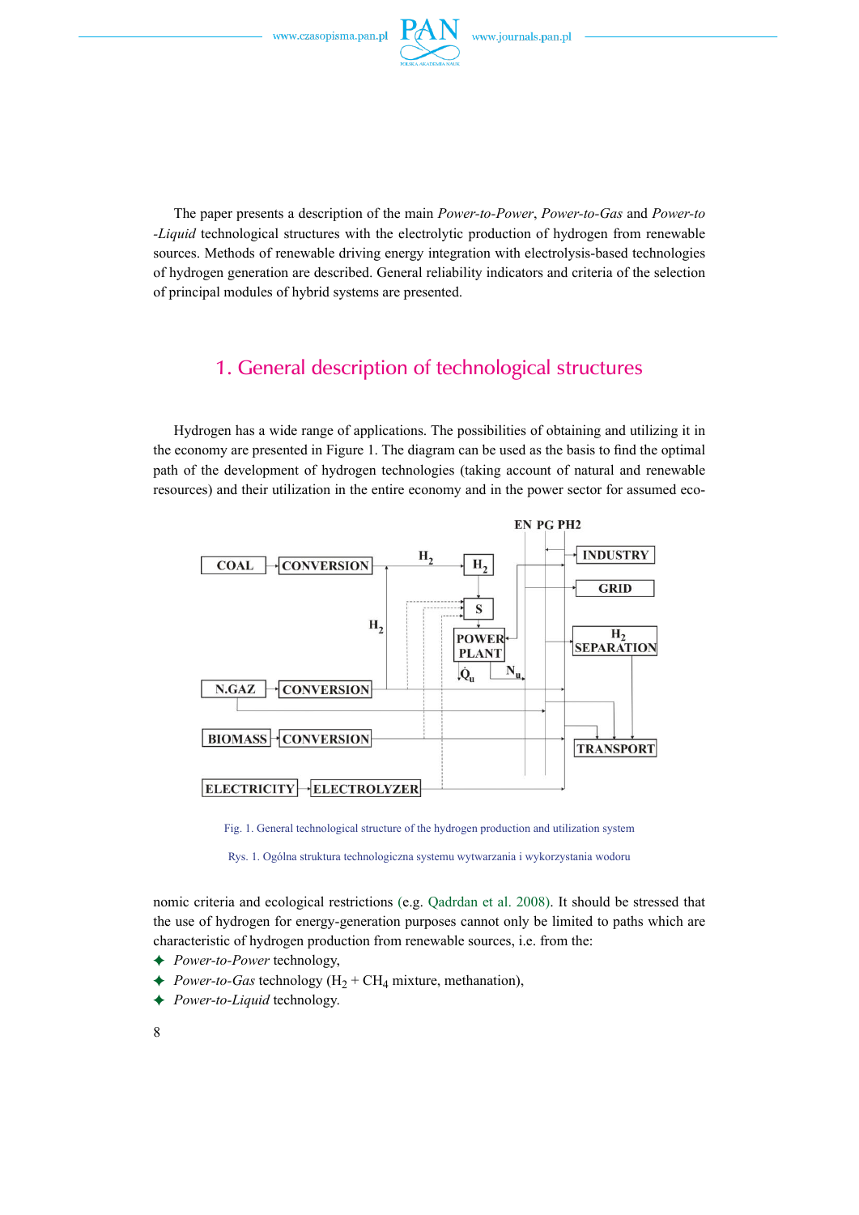The paper presents a description of the main *Power-to-Power*, *Power-to-Gas* and *Power-to-Liquid* technological structures with the electrolytic production of hydrogen from renewable sources. Methods of renewable driving energy integration with electrolysis-based technologies of hydrogen generation are described. General reliability indicators and criteria of the selection of principal modules of hybrid systems are presented.

## 1. General description of technological structures

Hydrogen has a wide range of applications. The possibilities of obtaining and utilizing it in the economy are presented in Figure 1. The diagram can be used as the basis to find the optimal path of the development of hydrogen technologies (taking account of natural and renewable resources) and their utilization in the entire economy and in the power sector for assumed economic criteria and ecological restrictions (e.g. Qadrdan et al. 2008). It should be stressed that the use of hydrogen for energy-generation purposes cannot only be limited to paths which are characteristic of hydrogen production from renewable sources, i.e. from the:

Fig. 1. General technological structure of the hydrogen production and utilization system

Rys. 1. Ogólna struktura technologiczna systemu wytwarzania i wykorzystania wodoru

- *Power-to-Power* technology,
- *Power-to-Gas* technology ($H_2 + CH_4$ mixture, methanation),
- *Power-to-Liquid* technology.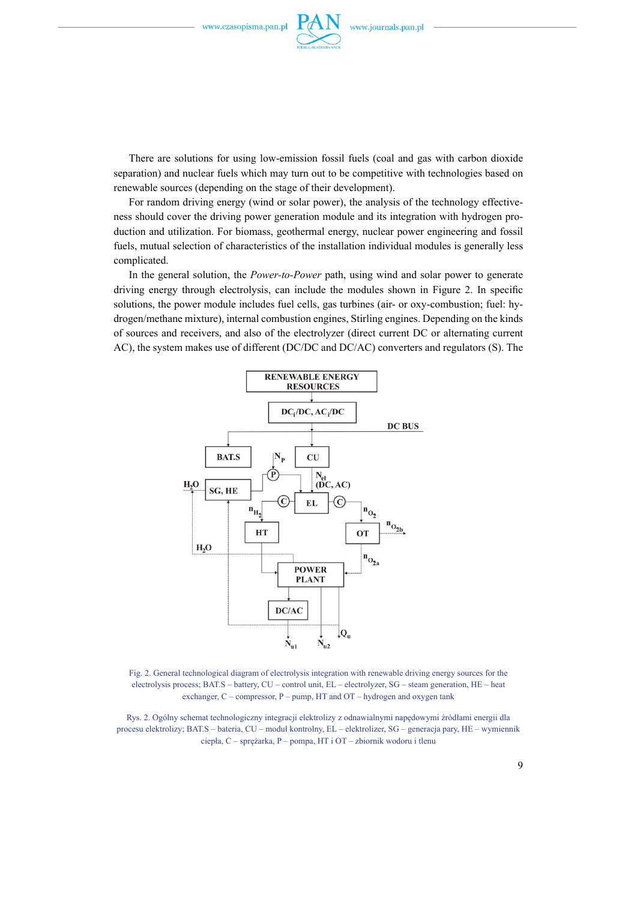There are solutions for using low-emission fossil fuels (coal and gas with carbon dioxide separation) and nuclear fuels which may turn out to be competitive with technologies based on renewable sources (depending on the stage of their development).

For random driving energy (wind or solar power), the analysis of the technology effectiveness should cover the driving power generation module and its integration with hydrogen production and utilization. For biomass, geothermal energy, nuclear power engineering and fossil fuels, mutual selection of characteristics of the installation individual modules is generally less complicated.

In the general solution, the *Power-to-Power* path, using wind and solar power to generate driving energy through electrolysis, can include the modules shown in Figure 2. In specific solutions, the power module includes fuel cells, gas turbines (air- or oxy-combustion; fuel: hydrogen/methane mixture), internal combustion engines, Stirling engines. Depending on the kinds of sources and receivers, and also of the electrolyzer (direct current DC or alternating current AC), the system makes use of different (DC/DC and DC/AC) converters and regulators (S). The

Fig. 2. General technological diagram of electrolysis integration with renewable driving energy sources for the electrolysis process; BAT.S – battery, CU – control unit, EL – electrolyzer, SG – steam generation, HE – heat exchanger, C – compressor, P – pump, HT and OT – hydrogen and oxygen tank

Rys. 2. Ogólny schemat technologiczny integracji elektrolizy z odnawialnymi napędowymi źródłami energii dla procesu elektrolizy; BAT.S – bateria, CU – moduł kontrolny, EL – elektrolizer, SG – generacja pary, HE – wymiennik ciepła, C – sprężarka, P – pompa, HT i OT – zbiornik wodoru i tlenu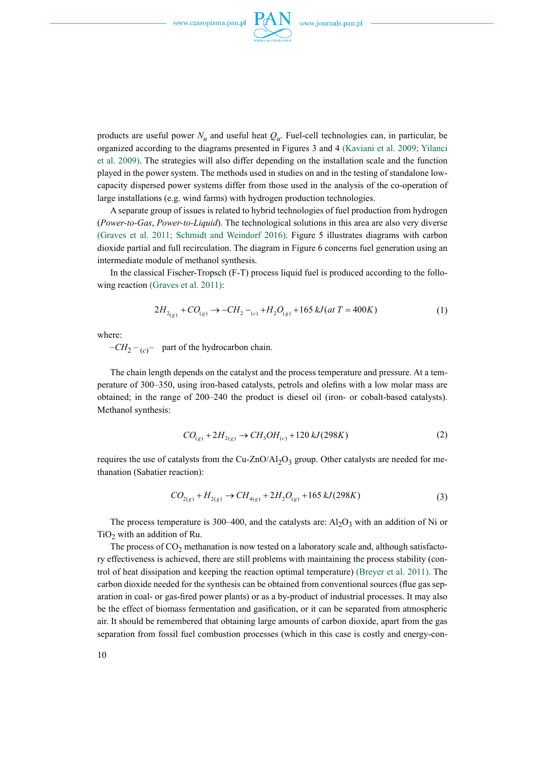products are useful power $N_u$ and useful heat $Q_u$. Fuel-cell technologies can, in particular, be organized according to the diagrams presented in Figures 3 and 4 (Kaviani et al. 2009; Yilanci et al. 2009). The strategies will also differ depending on the installation scale and the function played in the power system. The methods used in studies on and in the testing of standalone low-capacity dispersed power systems differ from those used in the analysis of the co-operation of large installations (e.g. wind farms) with hydrogen production technologies.

A separate group of issues is related to hybrid technologies of fuel production from hydrogen (*Power-to-Gas*, *Power-to-Liquid*). The technological solutions in this area are also very diverse (Graves et al. 2011; Schmidt and Weindorf 2016). Figure 5 illustrates diagrams with carbon dioxide partial and full recirculation. The diagram in Figure 6 concerns fuel generation using an intermediate module of methanol synthesis.

In the classical Fischer-Tropsch (F-T) process liquid fuel is produced according to the following reaction (Graves et al. 2011):

$$2H_{2(g)} + CO_{(g)} \rightarrow -CH_2-_{(c)} + H_2O_{(g)} + 165\ kJ(at\ T = 400K) \tag{1}$$

where:

$-CH_2-_{(c)}-$ part of the hydrocarbon chain.

The chain length depends on the catalyst and the process temperature and pressure. At a temperature of 300–350, using iron-based catalysts, petrols and olefins with a low molar mass are obtained; in the range of 200–240 the product is diesel oil (iron- or cobalt-based catalysts). Methanol synthesis:

$$CO_{(g)} + 2H_{2(g)} \rightarrow CH_3OH_{(c)} + 120\ kJ(298K) \tag{2}$$

requires the use of catalysts from the Cu-ZnO/$Al_2O_3$ group. Other catalysts are needed for methanation (Sabatier reaction):

$$CO_{2(g)} + H_{2(g)} \rightarrow CH_{4(g)} + 2H_2O_{(g)} + 165\ kJ(298K) \tag{3}$$

The process temperature is 300–400, and the catalysts are: $Al_2O_3$ with an addition of Ni or $TiO_2$ with an addition of Ru.

The process of $CO_2$ methanation is now tested on a laboratory scale and, although satisfactory effectiveness is achieved, there are still problems with maintaining the process stability (control of heat dissipation and keeping the reaction optimal temperature) (Breyer et al. 2011). The carbon dioxide needed for the synthesis can be obtained from conventional sources (flue gas separation in coal- or gas-fired power plants) or as a by-product of industrial processes. It may also be the effect of biomass fermentation and gasification, or it can be separated from atmospheric air. It should be remembered that obtaining large amounts of carbon dioxide, apart from the gas separation from fossil fuel combustion processes (which in this case is costly and energy-con-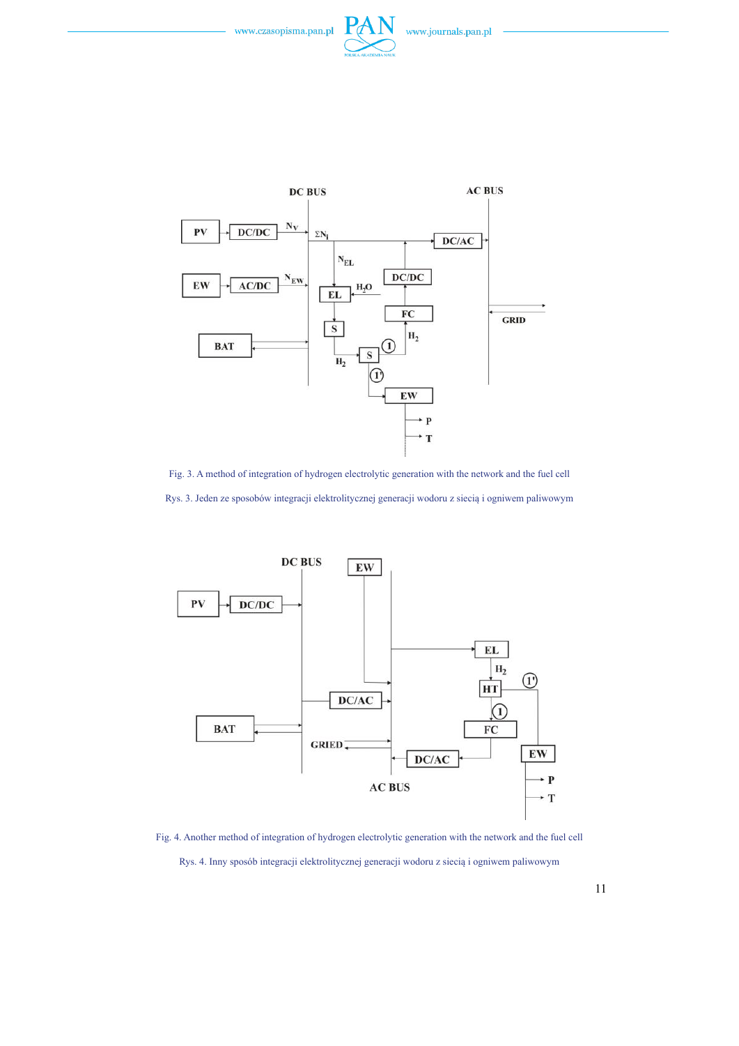Fig. 3. A method of integration of hydrogen electrolytic generation with the network and the fuel cell

Rys. 3. Jeden ze sposobów integracji elektrolitycznej generacji wodoru z siecią i ogniwem paliwowym

Fig. 4. Another method of integration of hydrogen electrolytic generation with the network and the fuel cell

Rys. 4. Inny sposób integracji elektrolitycznej generacji wodoru z siecią i ogniwem paliwowym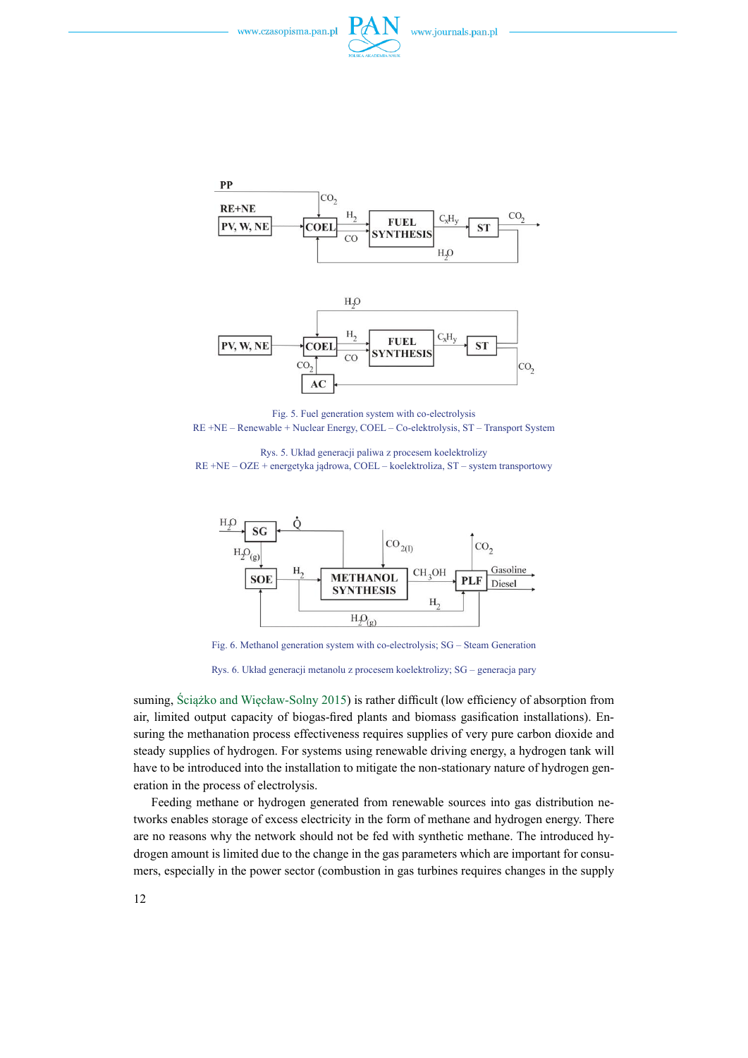Fig. 5. Fuel generation system with co-electrolysis
RE +NE – Renewable + Nuclear Energy, COEL – Co-elektrolysis, ST – Transport System

Rys. 5. Układ generacji paliwa z procesem koelektrolizy
RE +NE – OZE + energetyka jądrowa, COEL – koelektroliza, ST – system transportowy

Fig. 6. Methanol generation system with co-electrolysis; SG – Steam Generation

Rys. 6. Układ generacji metanolu z procesem koelektrolizy; SG – generacja pary

suming, Ściążko and Więcław-Solny 2015) is rather difficult (low efficiency of absorption from air, limited output capacity of biogas-fired plants and biomass gasification installations). Ensuring the methanation process effectiveness requires supplies of very pure carbon dioxide and steady supplies of hydrogen. For systems using renewable driving energy, a hydrogen tank will have to be introduced into the installation to mitigate the non-stationary nature of hydrogen generation in the process of electrolysis.

Feeding methane or hydrogen generated from renewable sources into gas distribution networks enables storage of excess electricity in the form of methane and hydrogen energy. There are no reasons why the network should not be fed with synthetic methane. The introduced hydrogen amount is limited due to the change in the gas parameters which are important for consumers, especially in the power sector (combustion in gas turbines requires changes in the supply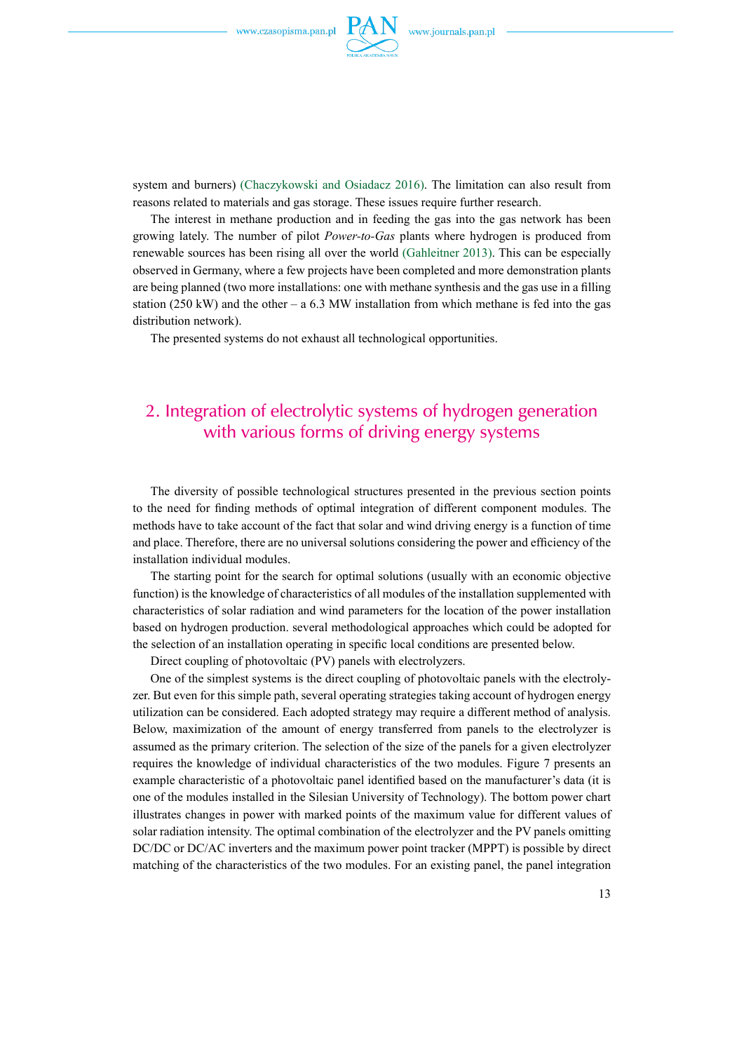system and burners) (Chaczykowski and Osiadacz 2016). The limitation can also result from reasons related to materials and gas storage. These issues require further research.

The interest in methane production and in feeding the gas into the gas network has been growing lately. The number of pilot *Power-to-Gas* plants where hydrogen is produced from renewable sources has been rising all over the world (Gahleitner 2013). This can be especially observed in Germany, where a few projects have been completed and more demonstration plants are being planned (two more installations: one with methane synthesis and the gas use in a filling station (250 kW) and the other – a 6.3 MW installation from which methane is fed into the gas distribution network).

The presented systems do not exhaust all technological opportunities.

## 2. Integration of electrolytic systems of hydrogen generation with various forms of driving energy systems

The diversity of possible technological structures presented in the previous section points to the need for finding methods of optimal integration of different component modules. The methods have to take account of the fact that solar and wind driving energy is a function of time and place. Therefore, there are no universal solutions considering the power and efficiency of the installation individual modules.

The starting point for the search for optimal solutions (usually with an economic objective function) is the knowledge of characteristics of all modules of the installation supplemented with characteristics of solar radiation and wind parameters for the location of the power installation based on hydrogen production. several methodological approaches which could be adopted for the selection of an installation operating in specific local conditions are presented below.

Direct coupling of photovoltaic (PV) panels with electrolyzers.

One of the simplest systems is the direct coupling of photovoltaic panels with the electrolyzer. But even for this simple path, several operating strategies taking account of hydrogen energy utilization can be considered. Each adopted strategy may require a different method of analysis. Below, maximization of the amount of energy transferred from panels to the electrolyzer is assumed as the primary criterion. The selection of the size of the panels for a given electrolyzer requires the knowledge of individual characteristics of the two modules. Figure 7 presents an example characteristic of a photovoltaic panel identified based on the manufacturer's data (it is one of the modules installed in the Silesian University of Technology). The bottom power chart illustrates changes in power with marked points of the maximum value for different values of solar radiation intensity. The optimal combination of the electrolyzer and the PV panels omitting DC/DC or DC/AC inverters and the maximum power point tracker (MPPT) is possible by direct matching of the characteristics of the two modules. For an existing panel, the panel integration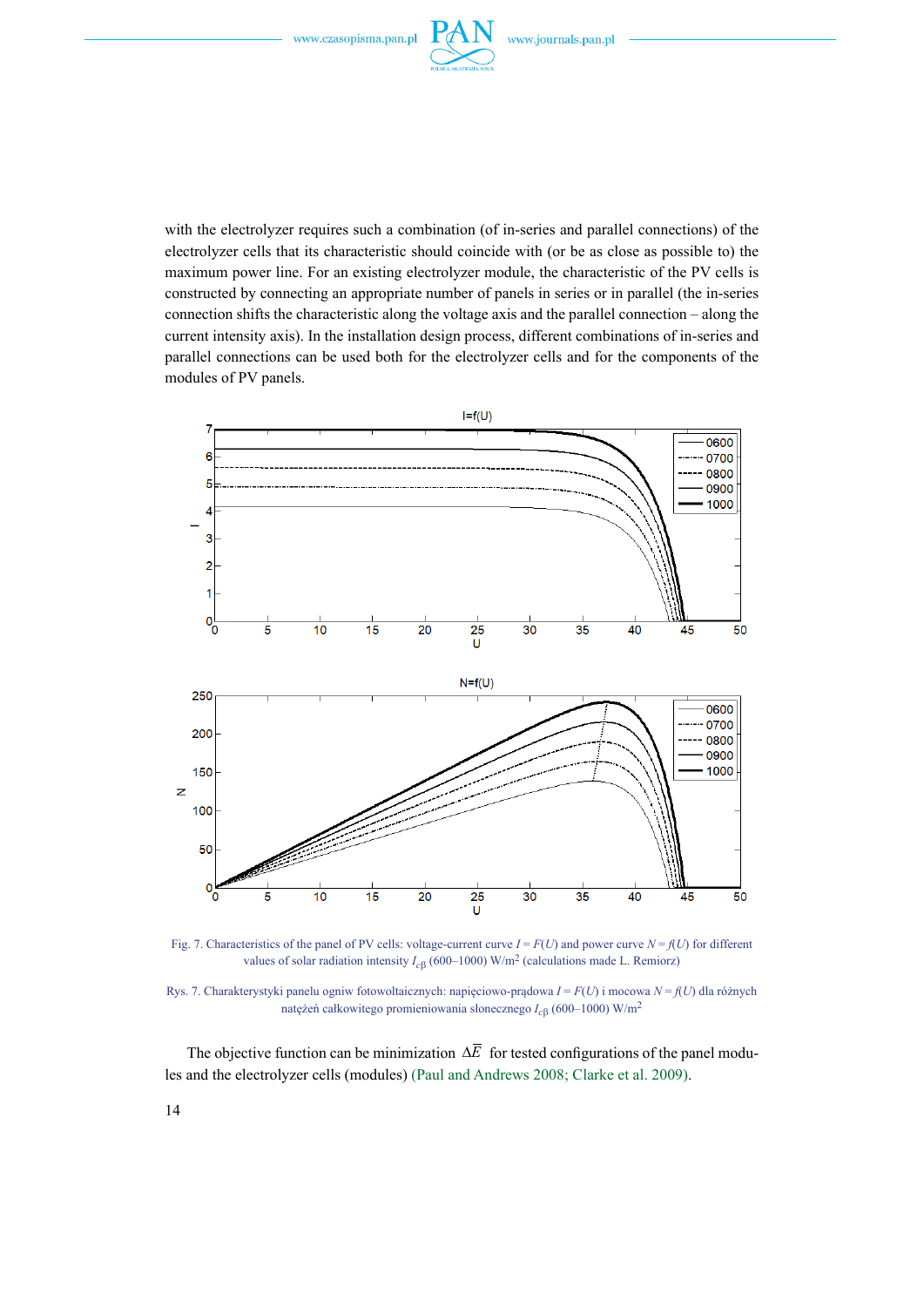with the electrolyzer requires such a combination (of in-series and parallel connections) of the electrolyzer cells that its characteristic should coincide with (or be as close as possible to) the maximum power line. For an existing electrolyzer module, the characteristic of the PV cells is constructed by connecting an appropriate number of panels in series or in parallel (the in-series connection shifts the characteristic along the voltage axis and the parallel connection – along the current intensity axis). In the installation design process, different combinations of in-series and parallel connections can be used both for the electrolyzer cells and for the components of the modules of PV panels.

Fig. 7. Characteristics of the panel of PV cells: voltage-current curve $I = F(U)$ and power curve $N = f(U)$ for different values of solar radiation intensity $I_{c\beta}$ (600–1000) W/m$^2$ (calculations made L. Remiorz)

Rys. 7. Charakterystyki panelu ogniw fotowoltaicznych: napięciowo-prądowa $I = F(U)$ i mocowa $N = f(U)$ dla różnych natężeń całkowitego promieniowania słonecznego $I_{c\beta}$ (600–1000) W/m$^2$

The objective function can be minimization $\Delta\overline{E}$ for tested configurations of the panel modules and the electrolyzer cells (modules) (Paul and Andrews 2008; Clarke et al. 2009).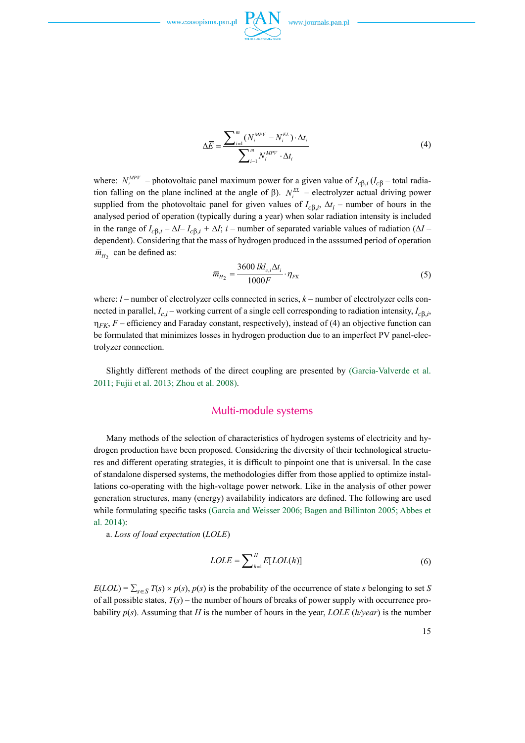$$\Delta \overline{E} = \frac{\sum_{i=1}^{m} (N_i^{MPV} - N_i^{EL}) \cdot \Delta t_i}{\sum_{i-1}^{m} N_i^{MPV} \cdot \Delta t_i} \tag{4}$$

where: $N_i^{MPV}$ – photovoltaic panel maximum power for a given value of $I_{c\beta,i}$ ($I_{c\beta}$ – total radiation falling on the plane inclined at the angle of β). $N_i^{EL}$ – electrolyzer actual driving power supplied from the photovoltaic panel for given values of $I_{c\beta,i}$, $\Delta t_i$ – number of hours in the analysed period of operation (typically during a year) when solar radiation intensity is included in the range of $I_{c\beta,i} - \Delta I - I_{c\beta,i} + \Delta I$; $i$ – number of separated variable values of radiation ($\Delta I$ – dependent). Considering that the mass of hydrogen produced in the asssumed period of operation $\overline{m}_{H_2}$ can be defined as:

$$\overline{m}_{H_2} = \frac{3600\, lkI_{c,i}\Delta t_i}{1000F} \cdot \eta_{FK} \tag{5}$$

where: $l$ – number of electrolyzer cells connected in series, $k$ – number of electrolyzer cells connected in parallel, $I_{c,i}$ – working current of a single cell corresponding to radiation intensity, $I_{c\beta,i}$, $\eta_{FK}$, $F$ – efficiency and Faraday constant, respectively), instead of (4) an objective function can be formulated that minimizes losses in hydrogen production due to an imperfect PV panel-electrolyzer connection.

Slightly different methods of the direct coupling are presented by (Garcia-Valverde et al. 2011; Fujii et al. 2013; Zhou et al. 2008).

## Multi-module systems

Many methods of the selection of characteristics of hydrogen systems of electricity and hydrogen production have been proposed. Considering the diversity of their technological structures and different operating strategies, it is difficult to pinpoint one that is universal. In the case of standalone dispersed systems, the methodologies differ from those applied to optimize installations co-operating with the high-voltage power network. Like in the analysis of other power generation structures, many (energy) availability indicators are defined. The following are used while formulating specific tasks (Garcia and Weisser 2006; Bagen and Billinton 2005; Abbes et al. 2014):

a. *Loss of load expectation* (*LOLE*)

$$LOLE = \sum_{h=1}^{H} E[LOL(h)] \tag{6}$$

$E(LOL) = \sum_{s \in S} T(s) \times p(s)$, $p(s)$ is the probability of the occurrence of state $s$ belonging to set $S$ of all possible states, $T(s)$ – the number of hours of breaks of power supply with occurrence probability $p(s)$. Assuming that $H$ is the number of hours in the year, $LOLE$ (*h/year*) is the number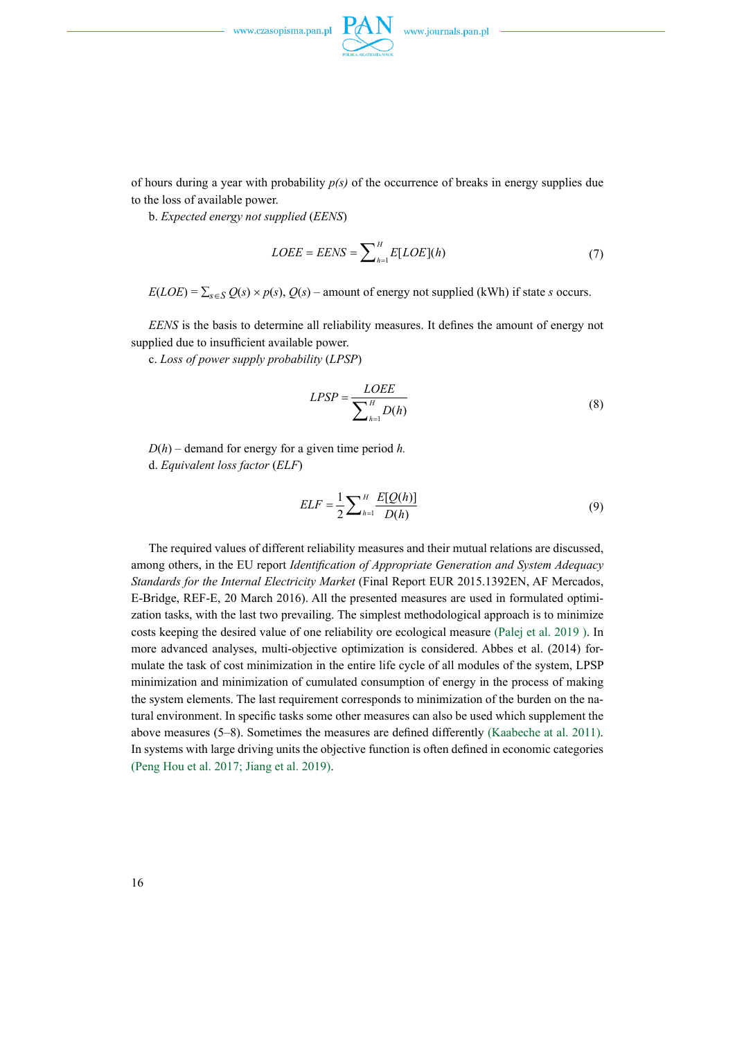of hours during a year with probability *p(s)* of the occurrence of breaks in energy supplies due to the loss of available power.

b. *Expected energy not supplied* (*EENS*)

$$LOEE = EENS = \sum_{h=1}^{H} E[LOE](h) \tag{7}$$

$E(LOE) = \sum_{s \in S} Q(s) \times p(s)$, $Q(s)$ – amount of energy not supplied (kWh) if state $s$ occurs.

*EENS* is the basis to determine all reliability measures. It defines the amount of energy not supplied due to insufficient available power.

c. *Loss of power supply probability* (*LPSP*)

$$LPSP = \frac{LOEE}{\sum_{h=1}^{H} D(h)} \tag{8}$$

$D(h)$ – demand for energy for a given time period $h$.

d. *Equivalent loss factor* (*ELF*)

$$ELF = \frac{1}{2} \sum_{h=1}^{H} \frac{E[Q(h)]}{D(h)} \tag{9}$$

The required values of different reliability measures and their mutual relations are discussed, among others, in the EU report *Identification of Appropriate Generation and System Adequacy Standards for the Internal Electricity Market* (Final Report EUR 2015.1392EN, AF Mercados, E-Bridge, REF-E, 20 March 2016). All the presented measures are used in formulated optimization tasks, with the last two prevailing. The simplest methodological approach is to minimize costs keeping the desired value of one reliability ore ecological measure (Palej et al. 2019 ). In more advanced analyses, multi-objective optimization is considered. Abbes et al. (2014) formulate the task of cost minimization in the entire life cycle of all modules of the system, LPSP minimization and minimization of cumulated consumption of energy in the process of making the system elements. The last requirement corresponds to minimization of the burden on the natural environment. In specific tasks some other measures can also be used which supplement the above measures (5–8). Sometimes the measures are defined differently (Kaabeche at al. 2011). In systems with large driving units the objective function is often defined in economic categories (Peng Hou et al. 2017; Jiang et al. 2019).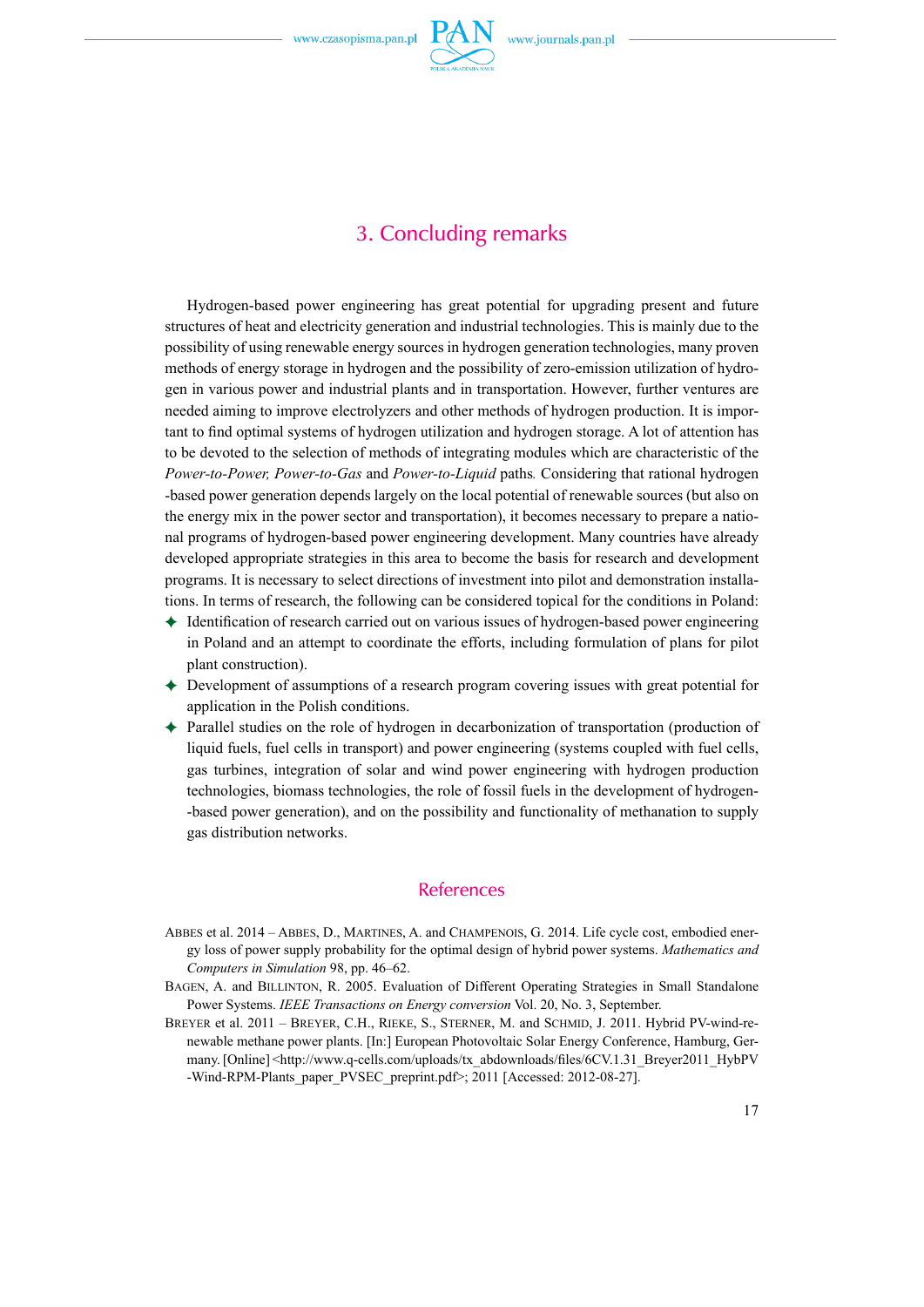## 3. Concluding remarks

Hydrogen-based power engineering has great potential for upgrading present and future structures of heat and electricity generation and industrial technologies. This is mainly due to the possibility of using renewable energy sources in hydrogen generation technologies, many proven methods of energy storage in hydrogen and the possibility of zero-emission utilization of hydrogen in various power and industrial plants and in transportation. However, further ventures are needed aiming to improve electrolyzers and other methods of hydrogen production. It is important to find optimal systems of hydrogen utilization and hydrogen storage. A lot of attention has to be devoted to the selection of methods of integrating modules which are characteristic of the *Power-to-Power, Power-to-Gas* and *Power-to-Liquid* paths*.* Considering that rational hydrogen-based power generation depends largely on the local potential of renewable sources (but also on the energy mix in the power sector and transportation), it becomes necessary to prepare a national programs of hydrogen-based power engineering development. Many countries have already developed appropriate strategies in this area to become the basis for research and development programs. It is necessary to select directions of investment into pilot and demonstration installations. In terms of research, the following can be considered topical for the conditions in Poland:

- Identification of research carried out on various issues of hydrogen-based power engineering in Poland and an attempt to coordinate the efforts, including formulation of plans for pilot plant construction).
- Development of assumptions of a research program covering issues with great potential for application in the Polish conditions.
- Parallel studies on the role of hydrogen in decarbonization of transportation (production of liquid fuels, fuel cells in transport) and power engineering (systems coupled with fuel cells, gas turbines, integration of solar and wind power engineering with hydrogen production technologies, biomass technologies, the role of fossil fuels in the development of hydrogen-based power generation), and on the possibility and functionality of methanation to supply gas distribution networks.

## References

Abbes et al. 2014 – Abbes, D., Martines, A. and Champenois, G. 2014. Life cycle cost, embodied energy loss of power supply probability for the optimal design of hybrid power systems. *Mathematics and Computers in Simulation* 98, pp. 46–62.

Bagen, A. and Billinton, R. 2005. Evaluation of Different Operating Strategies in Small Standalone Power Systems. *IEEE Transactions on Energy conversion* Vol. 20, No. 3, September.

Breyer et al. 2011 – Breyer, C.H., Rieke, S., Sterner, M. and Schmid, J. 2011. Hybrid PV-wind-renewable methane power plants. [In:] European Photovoltaic Solar Energy Conference, Hamburg, Germany. [Online] <http://www.q-cells.com/uploads/tx_abdownloads/files/6CV.1.31_Breyer2011_HybPV-Wind-RPM-Plants_paper_PVSEC_preprint.pdf>; 2011 [Accessed: 2012-08-27].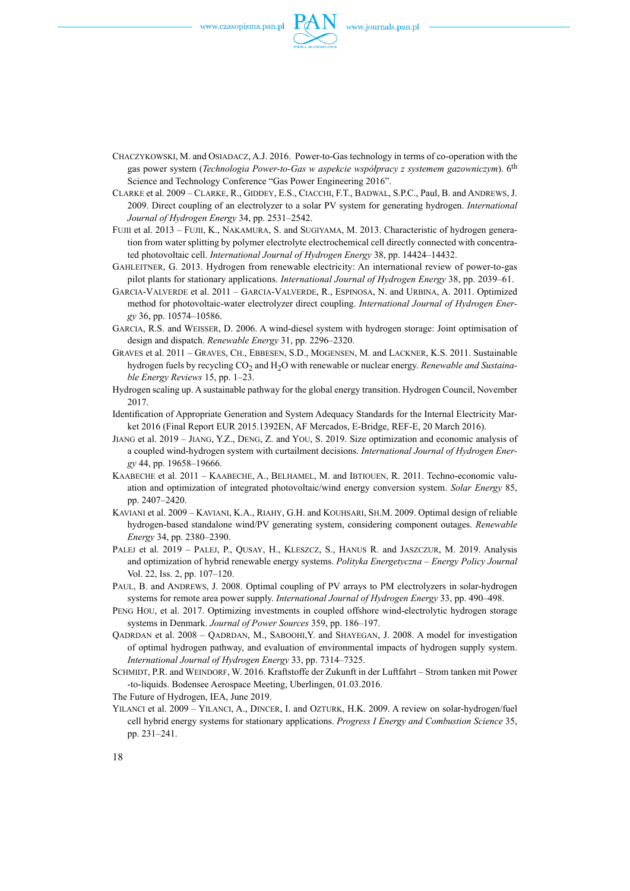CHACZYKOWSKI, M. and OSIADACZ, A.J. 2016. Power-to-Gas technology in terms of co-operation with the gas power system (*Technologia Power-to-Gas w aspekcie współpracy z systemem gazowniczym*). 6$^{th}$ Science and Technology Conference "Gas Power Engineering 2016".

CLARKE et al. 2009 – CLARKE, R., GIDDEY, E.S., CIACCHI, F.T., BADWAL, S.P.C., Paul, B. and ANDREWS, J. 2009. Direct coupling of an electrolyzer to a solar PV system for generating hydrogen. *International Journal of Hydrogen Energy* 34, pp. 2531–2542.

FUJII et al. 2013 – FUJII, K., NAKAMURA, S. and SUGIYAMA, M. 2013. Characteristic of hydrogen generation from water splitting by polymer electrolyte electrochemical cell directly connected with concentrated photovoltaic cell. *International Journal of Hydrogen Energy* 38, pp. 14424–14432.

GAHLEITNER, G. 2013. Hydrogen from renewable electricity: An international review of power-to-gas pilot plants for stationary applications. *International Journal of Hydrogen Energy* 38, pp. 2039–61.

GARCIA-VALVERDE et al. 2011 – GARCIA-VALVERDE, R., ESPINOSA, N. and URBINA, A. 2011. Optimized method for photovoltaic-water electrolyzer direct coupling. *International Journal of Hydrogen Energy* 36, pp. 10574–10586.

GARCIA, R.S. and WEISSER, D. 2006. A wind-diesel system with hydrogen storage: Joint optimisation of design and dispatch. *Renewable Energy* 31, pp. 2296–2320.

GRAVES et al. 2011 – GRAVES, CH., EBBESEN, S.D., MOGENSEN, M. and LACKNER, K.S. 2011. Sustainable hydrogen fuels by recycling $CO_2$ and $H_2O$ with renewable or nuclear energy. *Renewable and Sustainable Energy Reviews* 15, pp. 1–23.

Hydrogen scaling up. A sustainable pathway for the global energy transition. Hydrogen Council, November 2017.

Identification of Appropriate Generation and System Adequacy Standards for the Internal Electricity Market 2016 (Final Report EUR 2015.1392EN, AF Mercados, E-Bridge, REF-E, 20 March 2016).

JIANG et al. 2019 – JIANG, Y.Z., DENG, Z. and YOU, S. 2019. Size optimization and economic analysis of a coupled wind-hydrogen system with curtailment decisions. *International Journal of Hydrogen Energy* 44, pp. 19658–19666.

KAABECHE et al. 2011 – KAABECHE, A., BELHAMEL, M. and IBTIOUEN, R. 2011. Techno-economic valuation and optimization of integrated photovoltaic/wind energy conversion system. *Solar Energy* 85, pp. 2407–2420.

KAVIANI et al. 2009 – KAVIANI, K.A., RIAHY, G.H. and KOUHSARI, SH.M. 2009. Optimal design of reliable hydrogen-based standalone wind/PV generating system, considering component outages. *Renewable Energy* 34, pp. 2380–2390.

PALEJ et al. 2019 – PALEJ, P., QUSAY, H., KLESZCZ, S., HANUS R. and JASZCZUR, M. 2019. Analysis and optimization of hybrid renewable energy systems. *Polityka Energetyczna – Energy Policy Journal* Vol. 22, Iss. 2, pp. 107–120.

PAUL, B. and ANDREWS, J. 2008. Optimal coupling of PV arrays to PM electrolyzers in solar-hydrogen systems for remote area power supply. *International Journal of Hydrogen Energy* 33, pp. 490–498.

PENG HOU, et al. 2017. Optimizing investments in coupled offshore wind-electrolytic hydrogen storage systems in Denmark. *Journal of Power Sources* 359, pp. 186–197.

QADRDAN et al. 2008 – QADRDAN, M., SABOOHI,Y. and SHAYEGAN, J. 2008. A model for investigation of optimal hydrogen pathway, and evaluation of environmental impacts of hydrogen supply system. *International Journal of Hydrogen Energy* 33, pp. 7314–7325.

SCHMIDT, P.R. and WEINDORF, W. 2016. Kraftstoffe der Zukunft in der Luftfahrt – Strom tanken mit Power -to-liquids. Bodensee Aerospace Meeting, Uberlingen, 01.03.2016.

The Future of Hydrogen, IEA, June 2019.

YILANCI et al. 2009 – YILANCI, A., DINCER, I. and OZTURK, H.K. 2009. A review on solar-hydrogen/fuel cell hybrid energy systems for stationary applications. *Progress I Energy and Combustion Science* 35, pp. 231–241.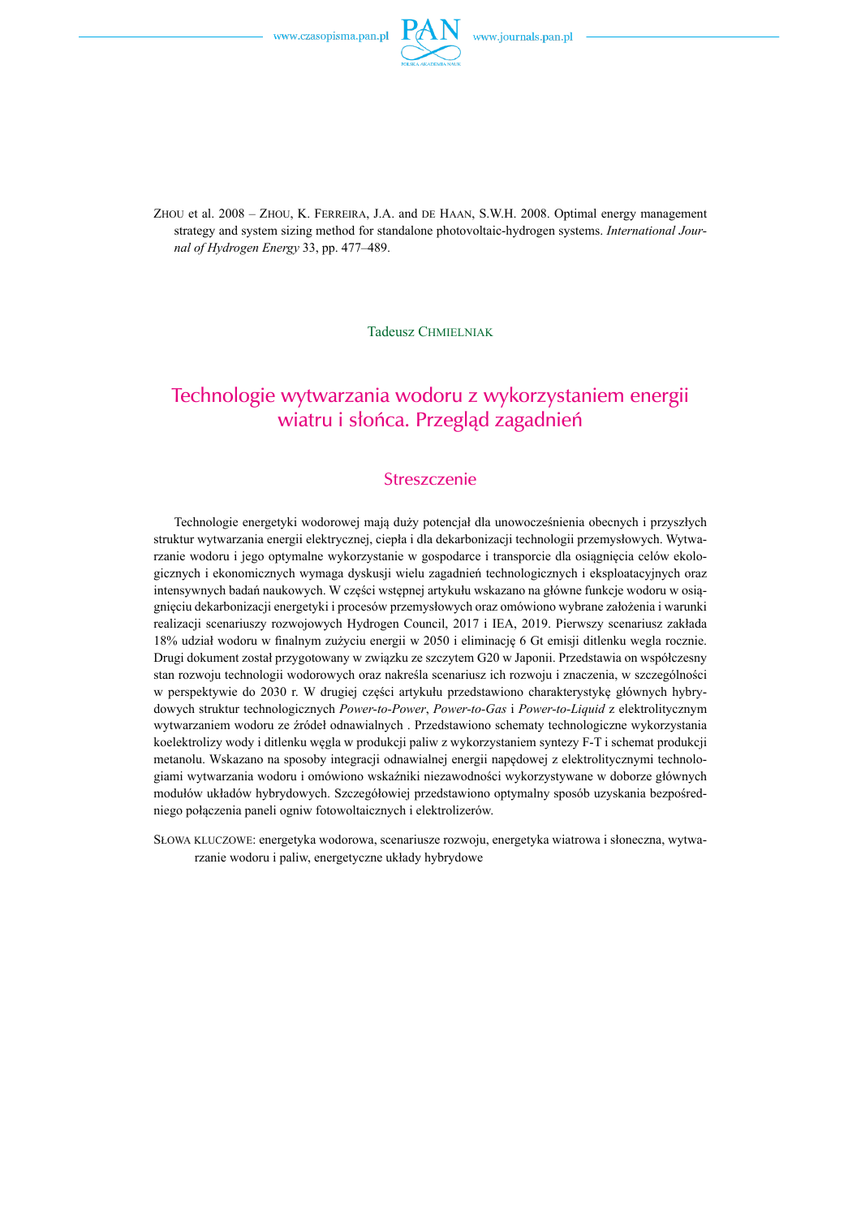Zhou et al. 2008 – Zhou, K. Ferreira, J.A. and de Haan, S.W.H. 2008. Optimal energy management strategy and system sizing method for standalone photovoltaic-hydrogen systems. *International Journal of Hydrogen Energy* 33, pp. 477–489.

Tadeusz Chmielniak

# Technologie wytwarzania wodoru z wykorzystaniem energii wiatru i słońca. Przegląd zagadnień

## Streszczenie

Technologie energetyki wodorowej mają duży potencjał dla unowocześnienia obecnych i przyszłych struktur wytwarzania energii elektrycznej, ciepła i dla dekarbonizacji technologii przemysłowych. Wytwarzanie wodoru i jego optymalne wykorzystanie w gospodarce i transporcie dla osiągnięcia celów ekologicznych i ekonomicznych wymaga dyskusji wielu zagadnień technologicznych i eksploatacyjnych oraz intensywnych badań naukowych. W części wstępnej artykułu wskazano na główne funkcje wodoru w osiągnięciu dekarbonizacji energetyki i procesów przemysłowych oraz omówiono wybrane założenia i warunki realizacji scenariuszy rozwojowych Hydrogen Council, 2017 i IEA, 2019. Pierwszy scenariusz zakłada 18% udział wodoru w finalnym zużyciu energii w 2050 i eliminację 6 Gt emisji ditlenku wegla rocznie. Drugi dokument został przygotowany w związku ze szczytem G20 w Japonii. Przedstawia on współczesny stan rozwoju technologii wodorowych oraz nakreśla scenariusz ich rozwoju i znaczenia, w szczególności w perspektywie do 2030 r. W drugiej części artykułu przedstawiono charakterystykę głównych hybrydowych struktur technologicznych *Power-to-Power*, *Power-to-Gas* i *Power-to-Liquid* z elektrolitycznym wytwarzaniem wodoru ze źródeł odnawialnych . Przedstawiono schematy technologiczne wykorzystania koelektrolizy wody i ditlenku węgla w produkcji paliw z wykorzystaniem syntezy F-T i schemat produkcji metanolu. Wskazano na sposoby integracji odnawialnej energii napędowej z elektrolitycznymi technologiami wytwarzania wodoru i omówiono wskaźniki niezawodności wykorzystywane w doborze głównych modułów układów hybrydowych. Szczegółowiej przedstawiono optymalny sposób uzyskania bezpośredniego połączenia paneli ogniw fotowoltaicznych i elektrolizerów.

Słowa kluczowe: energetyka wodorowa, scenariusze rozwoju, energetyka wiatrowa i słoneczna, wytwarzanie wodoru i paliw, energetyczne układy hybrydowe